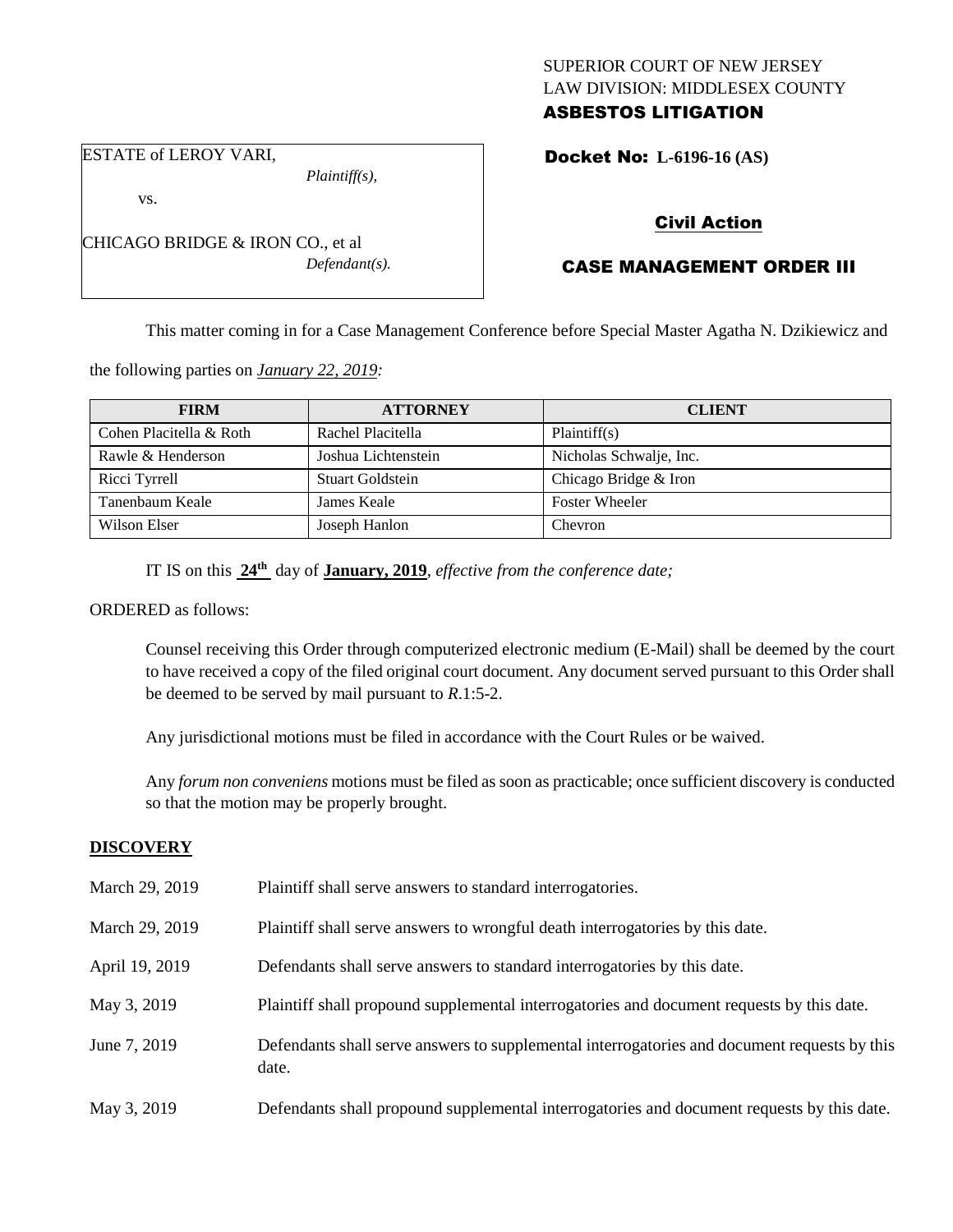SUPERIOR COURT OF NEW JERSEY
LAW DIVISION: MIDDLESEX COUNTY
**ASBESTOS LITIGATION**

ESTATE of LEROY VARI,
*Plaintiff(s),*

vs.

CHICAGO BRIDGE & IRON CO., et al
*Defendant(s).*

**Docket No: L-6196-16 (AS)**

## Civil Action

## CASE MANAGEMENT ORDER III

This matter coming in for a Case Management Conference before Special Master Agatha N. Dzikiewicz and the following parties on *January 22, 2019:*

| FIRM | ATTORNEY | CLIENT |
| --- | --- | --- |
| Cohen Placitella & Roth | Rachel Placitella | Plaintiff(s) |
| Rawle & Henderson | Joshua Lichtenstein | Nicholas Schwalje, Inc. |
| Ricci Tyrrell | Stuart Goldstein | Chicago Bridge & Iron |
| Tanenbaum Keale | James Keale | Foster Wheeler |
| Wilson Elser | Joseph Hanlon | Chevron |

IT IS on this **24th** day of **January, 2019**, *effective from the conference date;*

ORDERED as follows:

Counsel receiving this Order through computerized electronic medium (E-Mail) shall be deemed by the court to have received a copy of the filed original court document. Any document served pursuant to this Order shall be deemed to be served by mail pursuant to *R*.1:5-2.

Any jurisdictional motions must be filed in accordance with the Court Rules or be waived.

Any *forum non conveniens* motions must be filed as soon as practicable; once sufficient discovery is conducted so that the motion may be properly brought.

## DISCOVERY

| | |
| --- | --- |
| March 29, 2019 | Plaintiff shall serve answers to standard interrogatories. |
| March 29, 2019 | Plaintiff shall serve answers to wrongful death interrogatories by this date. |
| April 19, 2019 | Defendants shall serve answers to standard interrogatories by this date. |
| May 3, 2019 | Plaintiff shall propound supplemental interrogatories and document requests by this date. |
| June 7, 2019 | Defendants shall serve answers to supplemental interrogatories and document requests by this date. |
| May 3, 2019 | Defendants shall propound supplemental interrogatories and document requests by this date. |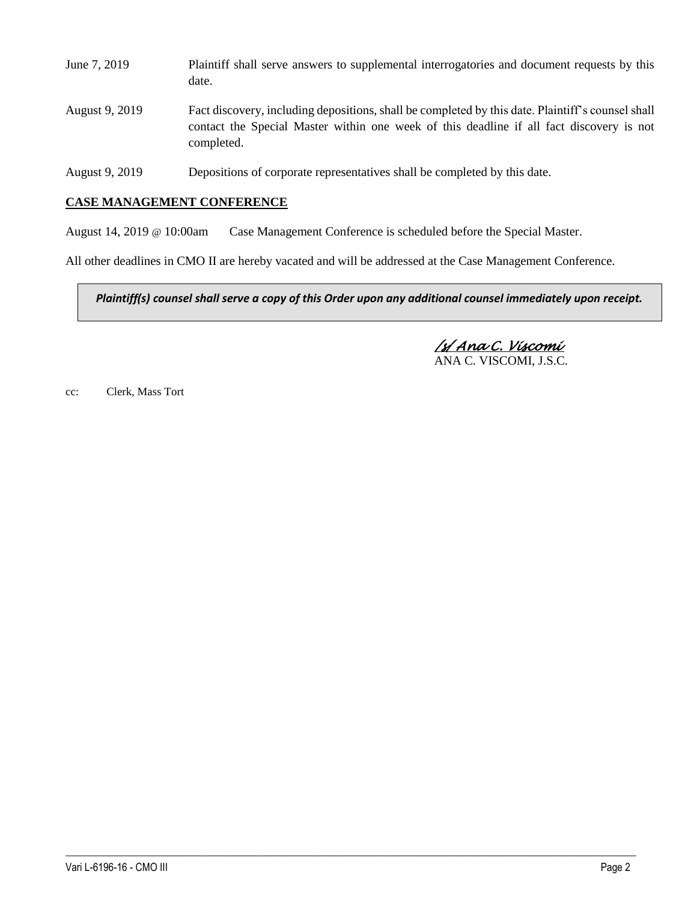| | |
|---|---|
| June 7, 2019 | Plaintiff shall serve answers to supplemental interrogatories and document requests by this date. |
| August 9, 2019 | Fact discovery, including depositions, shall be completed by this date. Plaintiff's counsel shall contact the Special Master within one week of this deadline if all fact discovery is not completed. |
| August 9, 2019 | Depositions of corporate representatives shall be completed by this date. |

**CASE MANAGEMENT CONFERENCE**

August 14, 2019 @ 10:00am Case Management Conference is scheduled before the Special Master.

All other deadlines in CMO II are hereby vacated and will be addressed at the Case Management Conference.

***Plaintiff(s) counsel shall serve a copy of this Order upon any additional counsel immediately upon receipt.***

/s/ Ana C. Viscomi
ANA C. VISCOMI, J.S.C.

cc: Clerk, Mass Tort